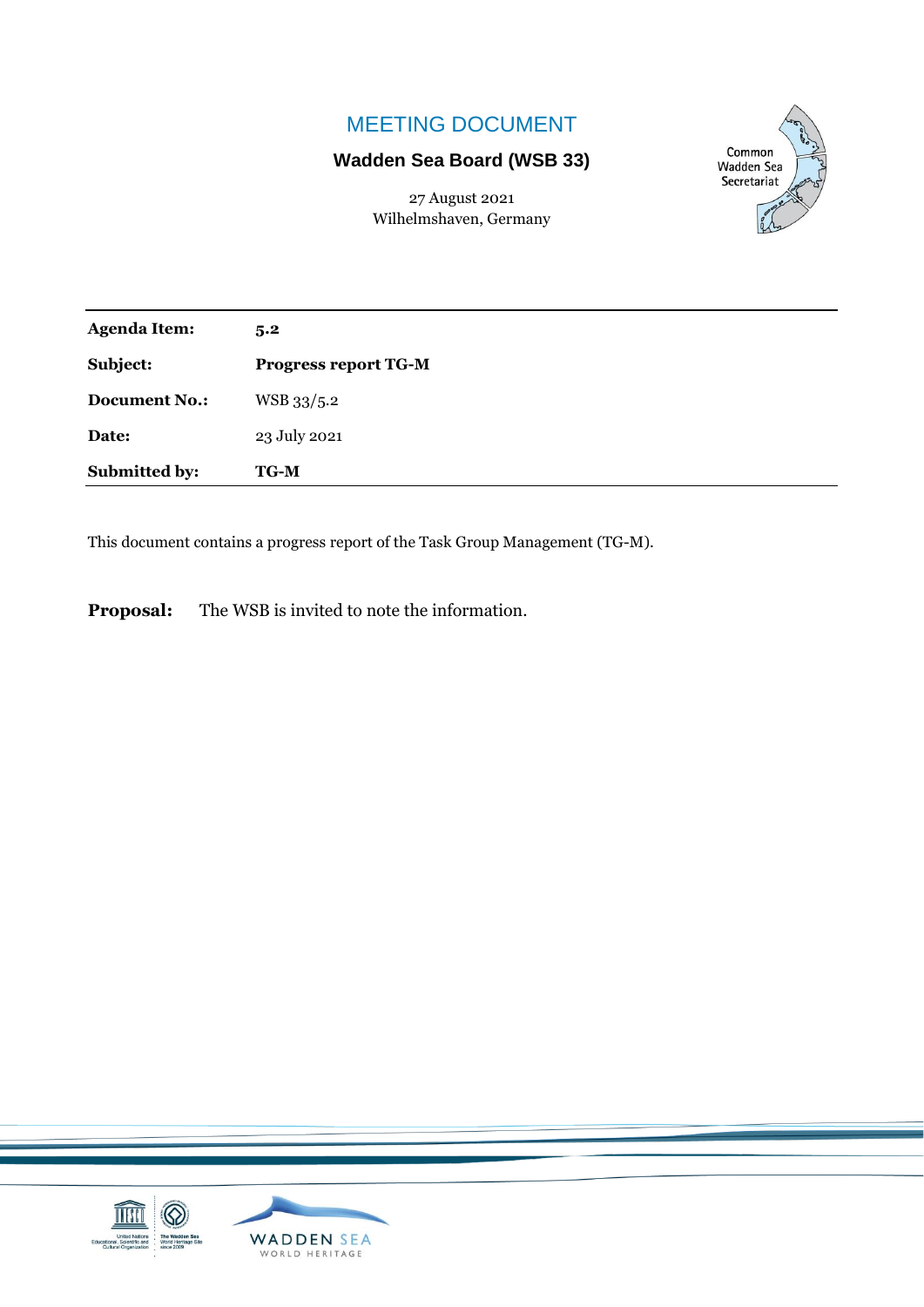# MEETING DOCUMENT

## Wadden Sea Board (WSB 33)

27 August 2021
Wilhelmshaven, Germany

| | |
|---|---|
| **Agenda Item:** | **5.2** |
| **Subject:** | **Progress report TG-M** |
| **Document No.:** | WSB 33/5.2 |
| **Date:** | 23 July 2021 |
| **Submitted by:** | **TG-M** |

This document contains a progress report of the Task Group Management (TG-M).

**Proposal:** The WSB is invited to note the information.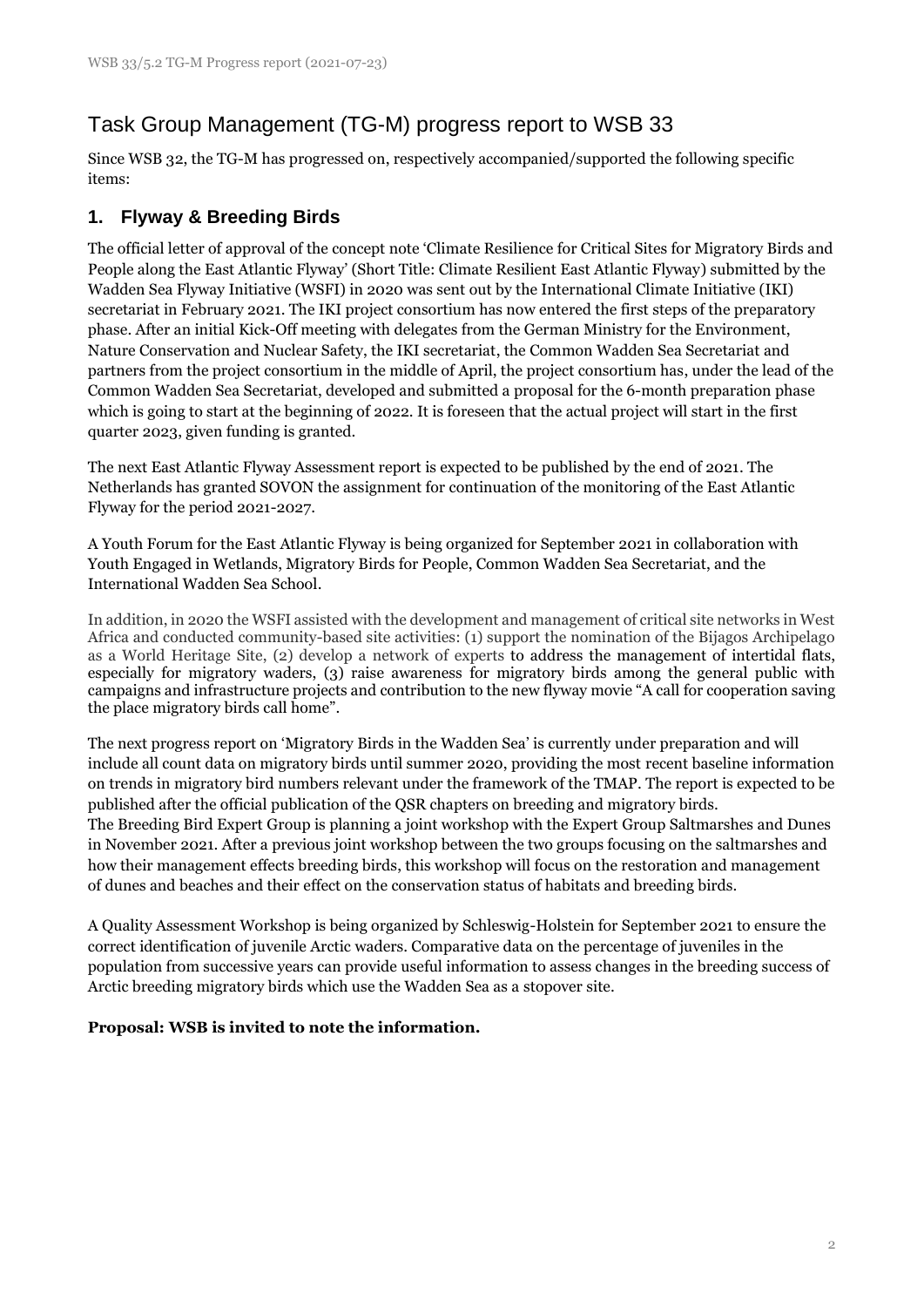# Task Group Management (TG-M) progress report to WSB 33

Since WSB 32, the TG-M has progressed on, respectively accompanied/supported the following specific items:

## 1. Flyway & Breeding Birds

The official letter of approval of the concept note 'Climate Resilience for Critical Sites for Migratory Birds and People along the East Atlantic Flyway' (Short Title: Climate Resilient East Atlantic Flyway) submitted by the Wadden Sea Flyway Initiative (WSFI) in 2020 was sent out by the International Climate Initiative (IKI) secretariat in February 2021. The IKI project consortium has now entered the first steps of the preparatory phase. After an initial Kick-Off meeting with delegates from the German Ministry for the Environment, Nature Conservation and Nuclear Safety, the IKI secretariat, the Common Wadden Sea Secretariat and partners from the project consortium in the middle of April, the project consortium has, under the lead of the Common Wadden Sea Secretariat, developed and submitted a proposal for the 6-month preparation phase which is going to start at the beginning of 2022. It is foreseen that the actual project will start in the first quarter 2023, given funding is granted.

The next East Atlantic Flyway Assessment report is expected to be published by the end of 2021. The Netherlands has granted SOVON the assignment for continuation of the monitoring of the East Atlantic Flyway for the period 2021-2027.

A Youth Forum for the East Atlantic Flyway is being organized for September 2021 in collaboration with Youth Engaged in Wetlands, Migratory Birds for People, Common Wadden Sea Secretariat, and the International Wadden Sea School.

In addition, in 2020 the WSFI assisted with the development and management of critical site networks in West Africa and conducted community-based site activities: (1) support the nomination of the Bijagos Archipelago as a World Heritage Site, (2) develop a network of experts to address the management of intertidal flats, especially for migratory waders, (3) raise awareness for migratory birds among the general public with campaigns and infrastructure projects and contribution to the new flyway movie "A call for cooperation saving the place migratory birds call home".

The next progress report on 'Migratory Birds in the Wadden Sea' is currently under preparation and will include all count data on migratory birds until summer 2020, providing the most recent baseline information on trends in migratory bird numbers relevant under the framework of the TMAP. The report is expected to be published after the official publication of the QSR chapters on breeding and migratory birds.
The Breeding Bird Expert Group is planning a joint workshop with the Expert Group Saltmarshes and Dunes in November 2021. After a previous joint workshop between the two groups focusing on the saltmarshes and how their management effects breeding birds, this workshop will focus on the restoration and management of dunes and beaches and their effect on the conservation status of habitats and breeding birds.

A Quality Assessment Workshop is being organized by Schleswig-Holstein for September 2021 to ensure the correct identification of juvenile Arctic waders. Comparative data on the percentage of juveniles in the population from successive years can provide useful information to assess changes in the breeding success of Arctic breeding migratory birds which use the Wadden Sea as a stopover site.

**Proposal: WSB is invited to note the information.**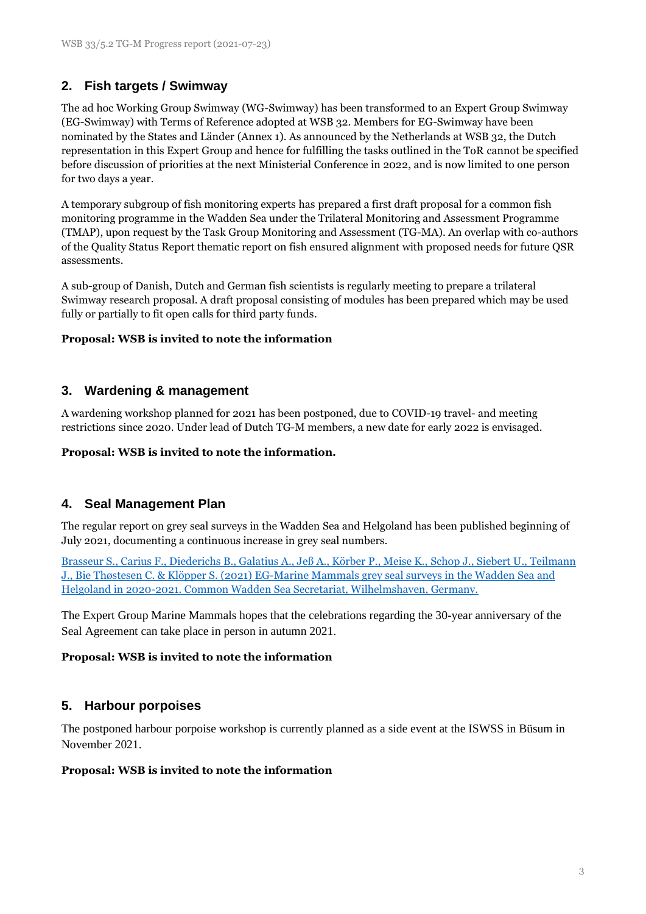## 2. Fish targets / Swimway

The ad hoc Working Group Swimway (WG-Swimway) has been transformed to an Expert Group Swimway (EG-Swimway) with Terms of Reference adopted at WSB 32. Members for EG-Swimway have been nominated by the States and Länder (Annex 1). As announced by the Netherlands at WSB 32, the Dutch representation in this Expert Group and hence for fulfilling the tasks outlined in the ToR cannot be specified before discussion of priorities at the next Ministerial Conference in 2022, and is now limited to one person for two days a year.

A temporary subgroup of fish monitoring experts has prepared a first draft proposal for a common fish monitoring programme in the Wadden Sea under the Trilateral Monitoring and Assessment Programme (TMAP), upon request by the Task Group Monitoring and Assessment (TG-MA). An overlap with co-authors of the Quality Status Report thematic report on fish ensured alignment with proposed needs for future QSR assessments.

A sub-group of Danish, Dutch and German fish scientists is regularly meeting to prepare a trilateral Swimway research proposal. A draft proposal consisting of modules has been prepared which may be used fully or partially to fit open calls for third party funds.

**Proposal: WSB is invited to note the information**

## 3. Wardening & management

A wardening workshop planned for 2021 has been postponed, due to COVID-19 travel- and meeting restrictions since 2020. Under lead of Dutch TG-M members, a new date for early 2022 is envisaged.

**Proposal: WSB is invited to note the information.**

## 4. Seal Management Plan

The regular report on grey seal surveys in the Wadden Sea and Helgoland has been published beginning of July 2021, documenting a continuous increase in grey seal numbers.

Brasseur S., Carius F., Diederichs B., Galatius A., Jeß A., Körber P., Meise K., Schop J., Siebert U., Teilmann J., Bie Thøstesen C. & Klöpper S. (2021) EG-Marine Mammals grey seal surveys in the Wadden Sea and Helgoland in 2020-2021. Common Wadden Sea Secretariat, Wilhelmshaven, Germany.

The Expert Group Marine Mammals hopes that the celebrations regarding the 30-year anniversary of the Seal Agreement can take place in person in autumn 2021.

**Proposal: WSB is invited to note the information**

## 5. Harbour porpoises

The postponed harbour porpoise workshop is currently planned as a side event at the ISWSS in Büsum in November 2021.

**Proposal: WSB is invited to note the information**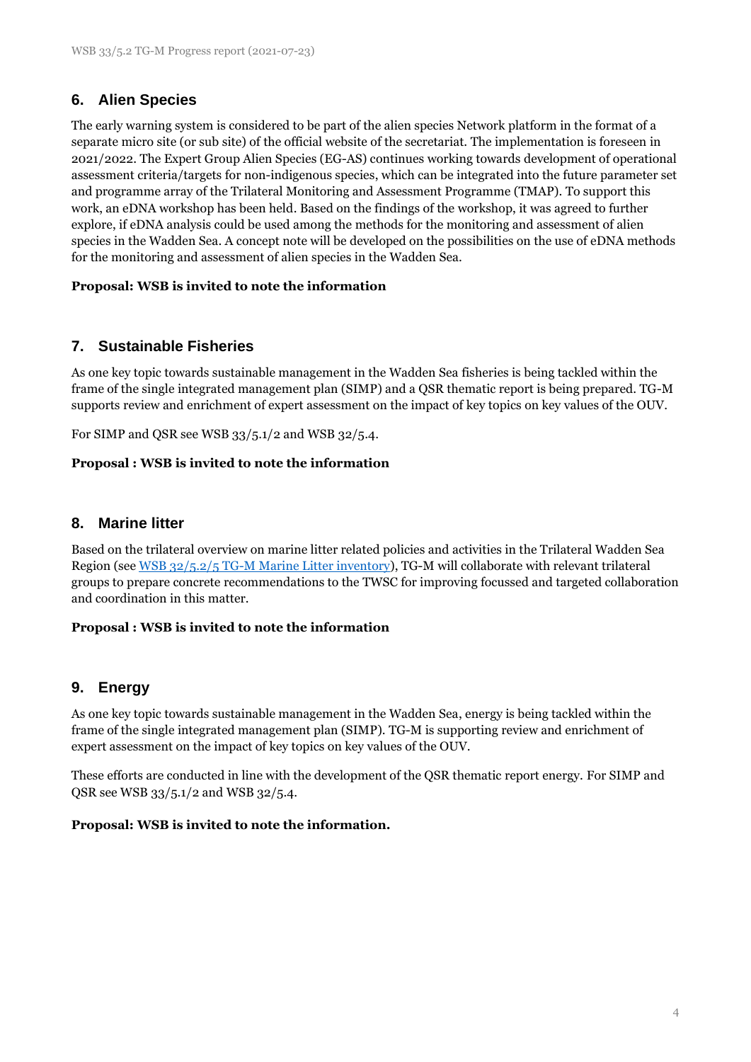## 6. Alien Species

The early warning system is considered to be part of the alien species Network platform in the format of a separate micro site (or sub site) of the official website of the secretariat. The implementation is foreseen in 2021/2022. The Expert Group Alien Species (EG-AS) continues working towards development of operational assessment criteria/targets for non-indigenous species, which can be integrated into the future parameter set and programme array of the Trilateral Monitoring and Assessment Programme (TMAP). To support this work, an eDNA workshop has been held. Based on the findings of the workshop, it was agreed to further explore, if eDNA analysis could be used among the methods for the monitoring and assessment of alien species in the Wadden Sea. A concept note will be developed on the possibilities on the use of eDNA methods for the monitoring and assessment of alien species in the Wadden Sea.

**Proposal: WSB is invited to note the information**

## 7. Sustainable Fisheries

As one key topic towards sustainable management in the Wadden Sea fisheries is being tackled within the frame of the single integrated management plan (SIMP) and a QSR thematic report is being prepared. TG-M supports review and enrichment of expert assessment on the impact of key topics on key values of the OUV.

For SIMP and QSR see WSB 33/5.1/2 and WSB 32/5.4.

**Proposal : WSB is invited to note the information**

## 8. Marine litter

Based on the trilateral overview on marine litter related policies and activities in the Trilateral Wadden Sea Region (see WSB 32/5.2/5 TG-M Marine Litter inventory), TG-M will collaborate with relevant trilateral groups to prepare concrete recommendations to the TWSC for improving focussed and targeted collaboration and coordination in this matter.

**Proposal : WSB is invited to note the information**

## 9. Energy

As one key topic towards sustainable management in the Wadden Sea, energy is being tackled within the frame of the single integrated management plan (SIMP). TG-M is supporting review and enrichment of expert assessment on the impact of key topics on key values of the OUV.

These efforts are conducted in line with the development of the QSR thematic report energy. For SIMP and QSR see WSB 33/5.1/2 and WSB 32/5.4.

**Proposal: WSB is invited to note the information.**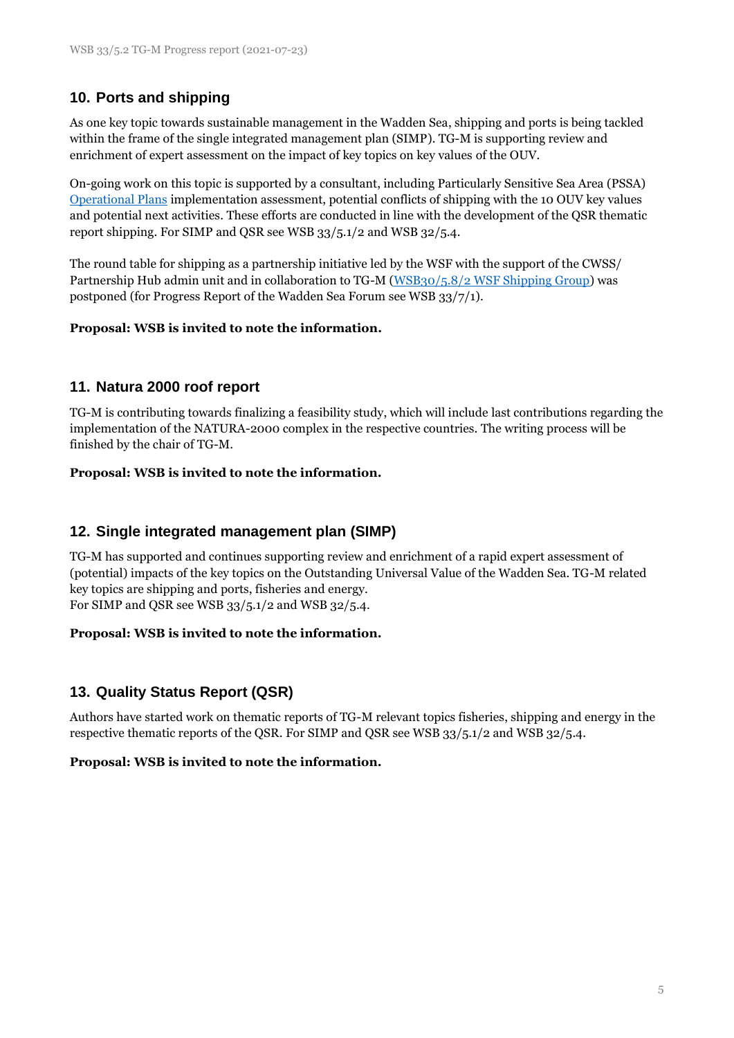## 10. Ports and shipping

As one key topic towards sustainable management in the Wadden Sea, shipping and ports is being tackled within the frame of the single integrated management plan (SIMP). TG-M is supporting review and enrichment of expert assessment on the impact of key topics on key values of the OUV.

On-going work on this topic is supported by a consultant, including Particularly Sensitive Sea Area (PSSA) Operational Plans implementation assessment, potential conflicts of shipping with the 10 OUV key values and potential next activities. These efforts are conducted in line with the development of the QSR thematic report shipping. For SIMP and QSR see WSB 33/5.1/2 and WSB 32/5.4.

The round table for shipping as a partnership initiative led by the WSF with the support of the CWSS/ Partnership Hub admin unit and in collaboration to TG-M (WSB30/5.8/2 WSF Shipping Group) was postponed (for Progress Report of the Wadden Sea Forum see WSB 33/7/1).

**Proposal: WSB is invited to note the information.**

## 11. Natura 2000 roof report

TG-M is contributing towards finalizing a feasibility study, which will include last contributions regarding the implementation of the NATURA-2000 complex in the respective countries. The writing process will be finished by the chair of TG-M.

**Proposal: WSB is invited to note the information.**

## 12. Single integrated management plan (SIMP)

TG-M has supported and continues supporting review and enrichment of a rapid expert assessment of (potential) impacts of the key topics on the Outstanding Universal Value of the Wadden Sea. TG-M related key topics are shipping and ports, fisheries and energy.
For SIMP and QSR see WSB 33/5.1/2 and WSB 32/5.4.

**Proposal: WSB is invited to note the information.**

## 13. Quality Status Report (QSR)

Authors have started work on thematic reports of TG-M relevant topics fisheries, shipping and energy in the respective thematic reports of the QSR. For SIMP and QSR see WSB 33/5.1/2 and WSB 32/5.4.

**Proposal: WSB is invited to note the information.**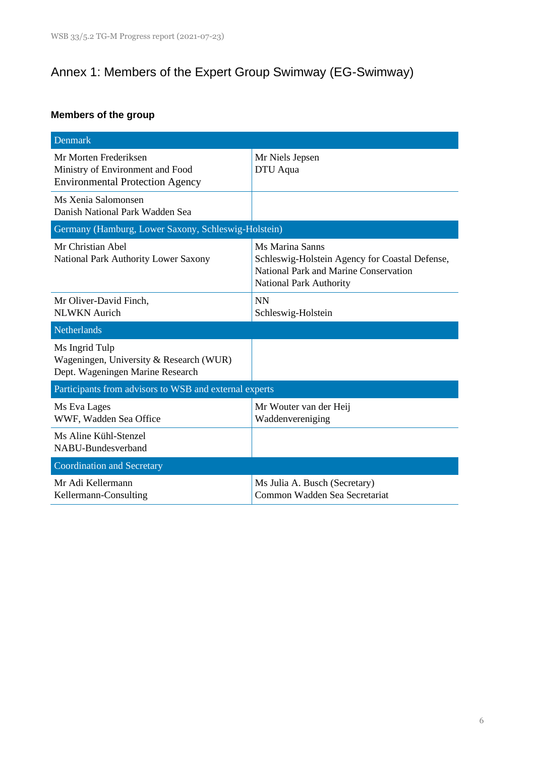# Annex 1: Members of the Expert Group Swimway (EG-Swimway)

### Members of the group

| | |
|---|---|
| **Denmark** | |
| Mr Morten Frederiksen<br>Ministry of Environment and Food<br>Environmental Protection Agency | Mr Niels Jepsen<br>DTU Aqua |
| Ms Xenia Salomonsen<br>Danish National Park Wadden Sea | |
| **Germany (Hamburg, Lower Saxony, Schleswig-Holstein)** | |
| Mr Christian Abel<br>National Park Authority Lower Saxony | Ms Marina Sanns<br>Schleswig-Holstein Agency for Coastal Defense, National Park and Marine Conservation<br>National Park Authority |
| Mr Oliver-David Finch,<br>NLWKN Aurich | NN<br>Schleswig-Holstein |
| **Netherlands** | |
| Ms Ingrid Tulp<br>Wageningen, University & Research (WUR)<br>Dept. Wageningen Marine Research | |
| **Participants from advisors to WSB and external experts** | |
| Ms Eva Lages<br>WWF, Wadden Sea Office | Mr Wouter van der Heij<br>Waddenvereniging |
| Ms Aline Kühl-Stenzel<br>NABU-Bundesverband | |
| **Coordination and Secretary** | |
| Mr Adi Kellermann<br>Kellermann-Consulting | Ms Julia A. Busch (Secretary)<br>Common Wadden Sea Secretariat |